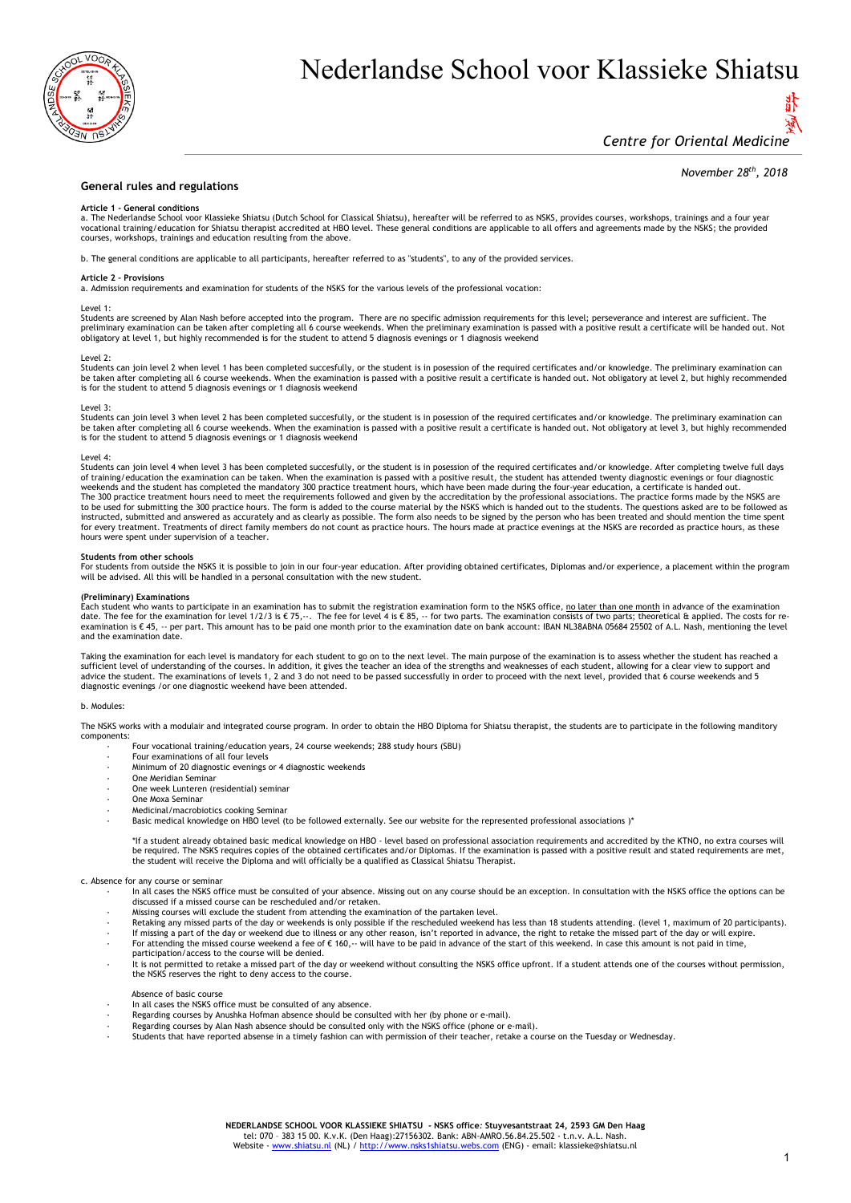# Nederlandse School voor Klassieke Shiatsu

*Centre for Oriental Medicine*

*November 28th, 2018*

## General rules and regulations

**Article 1 – General conditions**

a. The Nederlandse School voor Klassieke Shiatsu (Dutch School for Classical Shiatsu), hereafter will be referred to as NSKS, provides courses, workshops, trainings and a four year vocational training/education for Shiatsu therapist accredited at HBO level. These general conditions are applicable to all offers and agreements made by the NSKS; the provided courses, workshops, trainings and education resulting from the above.

b. The general conditions are applicable to all participants, hereafter referred to as "students", to any of the provided services.

**Article 2 – Provisions**

a. Admission requirements and examination for students of the NSKS for the various levels of the professional vocation:

Level 1:
Students are screened by Alan Nash before accepted into the program. There are no specific admission requirements for this level; perseverance and interest are sufficient. The preliminary examination can be taken after completing all 6 course weekends. When the preliminary examination is passed with a positive result a certificate will be handed out. Not obligatory at level 1, but highly recommended is for the student to attend 5 diagnosis evenings or 1 diagnosis weekend

Level 2:
Students can join level 2 when level 1 has been completed succesfully, or the student is in posession of the required certificates and/or knowledge. The preliminary examination can be taken after completing all 6 course weekends. When the examination is passed with a positive result a certificate is handed out. Not obligatory at level 2, but highly recommended is for the student to attend 5 diagnosis evenings or 1 diagnosis weekend

Level 3:
Students can join level 3 when level 2 has been completed succesfully, or the student is in posession of the required certificates and/or knowledge. The preliminary examination can be taken after completing all 6 course weekends. When the examination is passed with a positive result a certificate is handed out. Not obligatory at level 3, but highly recommended is for the student to attend 5 diagnosis evenings or 1 diagnosis weekend

Level 4:
Students can join level 4 when level 3 has been completed succesfully, or the student is in posession of the required certificates and/or knowledge. After completing twelve full days of training/education the examination can be taken. When the examination is passed with a positive result, the student has attended twenty diagnostic evenings or four diagnostic weekends and the student has completed the mandatory 300 practice treatment hours, which have been made during the four-year education, a certificate is handed out.
The 300 practice treatment hours need to meet the requirements followed and given by the accreditation by the professional associations. The practice forms made by the NSKS are to be used for submitting the 300 practice hours. The form is added to the course material by the NSKS which is handed out to the students. The questions asked are to be followed as instructed, submitted and answered as accurately and as clearly as possible. The form also needs to be signed by the person who has been treated and should mention the time spent for every treatment. Treatments of direct family members do not count as practice hours. The hours made at practice evenings at the NSKS are recorded as practice hours, as these hours were spent under supervision of a teacher.

**Students from other schools**
For students from outside the NSKS it is possible to join in our four-year education. After providing obtained certificates, Diplomas and/or experience, a placement within the program will be advised. All this will be handled in a personal consultation with the new student.

**(Preliminary) Examinations**
Each student who wants to participate in an examination has to submit the registration examination form to the NSKS office, no later than one month in advance of the examination date. The fee for the examination for level 1/2/3 is € 75,--. The fee for level 4 is € 85, -- for two parts. The examination consists of two parts; theoretical & applied. The costs for re-examination is € 45, -- per part. This amount has to be paid one month prior to the examination date on bank account: IBAN NL38ABNA 05684 25502 of A.L. Nash, mentioning the level and the examination date.

Taking the examination for each level is mandatory for each student to go on to the next level. The main purpose of the examination is to assess whether the student has reached a sufficient level of understanding of the courses. In addition, it gives the teacher an idea of the strengths and weaknesses of each student, allowing for a clear view to support and advice the student. The examinations of levels 1, 2 and 3 do not need to be passed successfully in order to proceed with the next level, provided that 6 course weekends and 5 diagnostic evenings /or one diagnostic weekend have been attended.

b. Modules:

The NSKS works with a modulair and integrated course program. In order to obtain the HBO Diploma for Shiatsu therapist, the students are to participate in the following manditory components:

- Four vocational training/education years, 24 course weekends; 288 study hours (SBU)
- Four examinations of all four levels
- Minimum of 20 diagnostic evenings or 4 diagnostic weekends
- One Meridian Seminar
- One week Lunteren (residential) seminar
- One Moxa Seminar
- Medicinal/macrobiotics cooking Seminar
- Basic medical knowledge on HBO level (to be followed externally. See our website for the represented professional associations )*

*If a student already obtained basic medical knowledge on HBO - level based on professional association requirements and accredited by the KTNO, no extra courses will be required. The NSKS requires copies of the obtained certificates and/or Diplomas. If the examination is passed with a positive result and stated requirements are met, the student will receive the Diploma and will officially be a qualified as Classical Shiatsu Therapist.

c. Absence for any course or seminar

- In all cases the NSKS office must be consulted of your absence. Missing out on any course should be an exception. In consultation with the NSKS office the options can be discussed if a missed course can be rescheduled and/or retaken.
- Missing courses will exclude the student from attending the examination of the partaken level.
- Retaking any missed parts of the day or weekends is only possible if the rescheduled weekend has less than 18 students attending. (level 1, maximum of 20 participants).
- If missing a part of the day or weekend due to illness or any other reason, isn't reported in advance, the right to retake the missed part of the day or will expire.
- For attending the missed course weekend a fee of € 160,-- will have to be paid in advance of the start of this weekend. In case this amount is not paid in time, participation/access to the course will be denied.
- It is not permitted to retake a missed part of the day or weekend without consulting the NSKS office upfront. If a student attends one of the courses without permission, the NSKS reserves the right to deny access to the course.

Absence of basic course

- In all cases the NSKS office must be consulted of any absence.
- Regarding courses by Anushka Hofman absence should be consulted with her (by phone or e-mail).
- Regarding courses by Alan Nash absence should be consulted only with the NSKS office (phone or e-mail).
- Students that have reported absense in a timely fashion can with permission of their teacher, retake a course on the Tuesday or Wednesday.

**NEDERLANDSE SCHOOL VOOR KLASSIEKE SHIATSU - NSKS office: Stuyvesantstraat 24, 2593 GM Den Haag**
tel: 070 – 383 15 00. K.v.K. (Den Haag):27156302. Bank: ABN-AMRO.56.84.25.502 - t.n.v. A.L. Nash.
Website - www.shiatsu.nl (NL) / http://www.nsks1shiatsu.webs.com (ENG) - email: klassieke@shiatsu.nl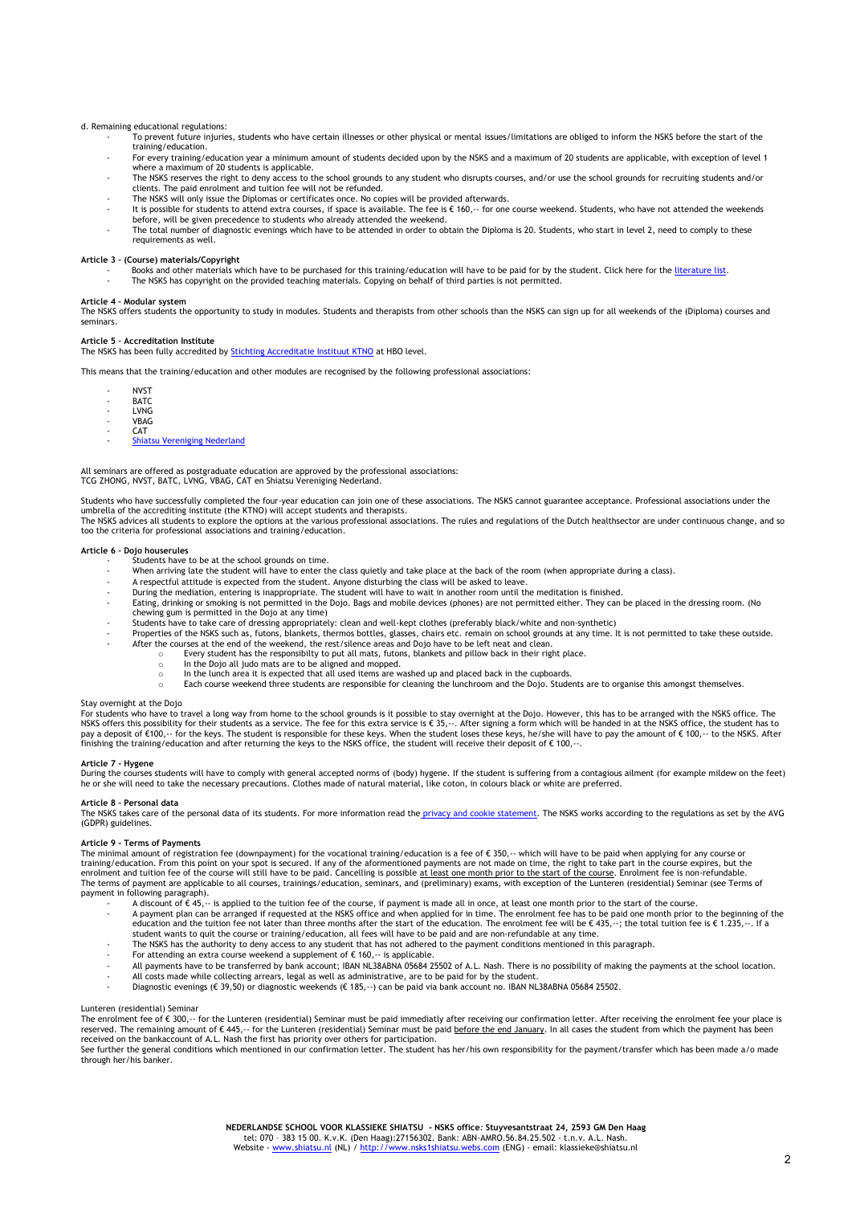d. Remaining educational regulations:

- To prevent future injuries, students who have certain illnesses or other physical or mental issues/limitations are obliged to inform the NSKS before the start of the training/education.
- For every training/education year a minimum amount of students decided upon by the NSKS and a maximum of 20 students are applicable, with exception of level 1 where a maximum of 20 students is applicable.
- The NSKS reserves the right to deny access to the school grounds to any student who disrupts courses, and/or use the school grounds for recruiting students and/or clients. The paid enrolment and tuition fee will not be refunded.
- The NSKS will only issue the Diplomas or certificates once. No copies will be provided afterwards.
- It is possible for students to attend extra courses, if space is available. The fee is € 160,-- for one course weekend. Students, who have not attended the weekends before, will be given precedence to students who already attended the weekend.
- The total number of diagnostic evenings which have to be attended in order to obtain the Diploma is 20. Students, who start in level 2, need to comply to these requirements as well.

**Article 3 – (Course) materials/Copyright**

- Books and other materials which have to be purchased for this training/education will have to be paid for by the student. Click here for the literature list.
- The NSKS has copyright on the provided teaching materials. Copying on behalf of third parties is not permitted.

**Article 4 – Modular system**

The NSKS offers students the opportunity to study in modules. Students and therapists from other schools than the NSKS can sign up for all weekends of the (Diploma) courses and seminars.

**Article 5 – Accreditation Institute**

The NSKS has been fully accredited by Stichting Accreditatie Instituut KTNO at HBO level.

This means that the training/education and other modules are recognised by the following professional associations:

- NVST
- BATC
- LVNG
- VBAG
- CAT
- Shiatsu Vereniging Nederland

All seminars are offered as postgraduate education are approved by the professional associations:
TCG ZHONG, NVST, BATC, LVNG, VBAG, CAT en Shiatsu Vereniging Nederland.

Students who have successfully completed the four-year education can join one of these associations. The NSKS cannot guarantee acceptance. Professional associations under the umbrella of the accrediting institute (the KTNO) will accept students and therapists.
The NSKS advices all students to explore the options at the various professional associations. The rules and regulations of the Dutch healthsector are under continuous change, and so too the criteria for professional associations and training/education.

**Article 6 – Dojo houserules**

- Students have to be at the school grounds on time.
- When arriving late the student will have to enter the class quietly and take place at the back of the room (when appropriate during a class).
- A respectful attitude is expected from the student. Anyone disturbing the class will be asked to leave.
- During the mediation, entering is inappropriate. The student will have to wait in another room until the meditation is finished.
- Eating, drinking or smoking is not permitted in the Dojo. Bags and mobile devices (phones) are not permitted either. They can be placed in the dressing room. (No chewing gum is permitted in the Dojo at any time)
- Students have to take care of dressing appropriately: clean and well-kept clothes (preferably black/white and non-synthetic)
- Properties of the NSKS such as, futons, blankets, thermos bottles, glasses, chairs etc. remain on school grounds at any time. It is not permitted to take these outside.
- After the courses at the end of the weekend, the rest/silence areas and Dojo have to be left neat and clean.
  - Every student has the responsibilty to put all mats, futons, blankets and pillow back in their right place.
  - In the Dojo all judo mats are to be aligned and mopped.
  - In the lunch area it is expected that all used items are washed up and placed back in the cupboards.
  - Each course weekend three students are responsible for cleaning the lunchroom and the Dojo. Students are to organise this amongst themselves.

Stay overnight at the Dojo

For students who have to travel a long way from home to the school grounds is it possible to stay overnight at the Dojo. However, this has to be arranged with the NSKS office. The NSKS offers this possibility for their students as a service. The fee for this extra service is € 35,--. After signing a form which will be handed in at the NSKS office, the student has to pay a deposit of €100,-- for the keys. The student is responsible for these keys. When the student loses these keys, he/she will have to pay the amount of € 100,-- to the NSKS. After finishing the training/education and after returning the keys to the NSKS office, the student will receive their deposit of € 100,--.

**Article 7 – Hygene**

During the courses students will have to comply with general accepted norms of (body) hygene. If the student is suffering from a contagious ailment (for example mildew on the feet) he or she will need to take the necessary precautions. Clothes made of natural material, like coton, in colours black or white are preferred.

**Article 8 – Personal data**

The NSKS takes care of the personal data of its students. For more information read the privacy and cookie statement. The NSKS works according to the regulations as set by the AVG (GDPR) guidelines.

**Article 9 – Terms of Payments**

The minimal amount of registration fee (downpayment) for the vocational training/education is a fee of € 350,-- which will have to be paid when applying for any course or training/education. From this point on your spot is secured. If any of the aforementioned payments are not made on time, the right to take part in the course expires, but the enrolment and tuition fee of the course will still have to be paid. Cancelling is possible at least one month prior to the start of the course. Enrolment fee is non-refundable.
The terms of payment are applicable to all courses, trainings/educations, seminars, and (preliminary) exams, with exception of the Lunteren (residential) Seminar (see Terms of payment in following paragraph).

- A discount of € 45,-- is applied to the tuition fee of the course, if payment is made all in once, at least one month prior to the start of the course.
- A payment plan can be arranged if requested at the NSKS office and when applied for in time. The enrolment fee has to be paid one month prior to the beginning of the education and the tuition fee not later than three months after the start of the education. The enrolment fee will be € 435,--; the total tuition fee is € 1.235,--. If a student wants to quit the course or training/education, all fees will have to be paid and are non-refundable at any time.
- The NSKS has the authority to deny access to any student that has not adhered to the payment conditions mentioned in this paragraph.
- For attending an extra course weekend a supplement of € 160,-- is applicable.
- All payments have to be transferred by bank account; IBAN NL38ABNA 05684 25502 of A.L. Nash. There is no possibility of making the payments at the school location.
- All costs made while collecting arrears, legal as well as administrative, are to be paid for by the student.
- Diagnostic evenings (€ 39,50) or diagnostic weekends (€ 185,--) can be paid via bank account no. IBAN NL38ABNA 05684 25502.

Lunteren (residential) Seminar

The enrolment fee of € 300,-- for the Lunteren (residential) Seminar must be paid immediatly after receiving our confirmation letter. After receiving the enrolment fee your place is reserved. The remaining amount of € 445,-- for the Lunteren (residential) Seminar must be paid before the end January. In all cases the student from which the payment has been received on the bankaccount of A.L. Nash the first has priority over others for participation.
See further the general conditions which mentioned in our confirmation letter. The student has her/his own responsibility for the payment/transfer which has been made a/o made through her/his banker.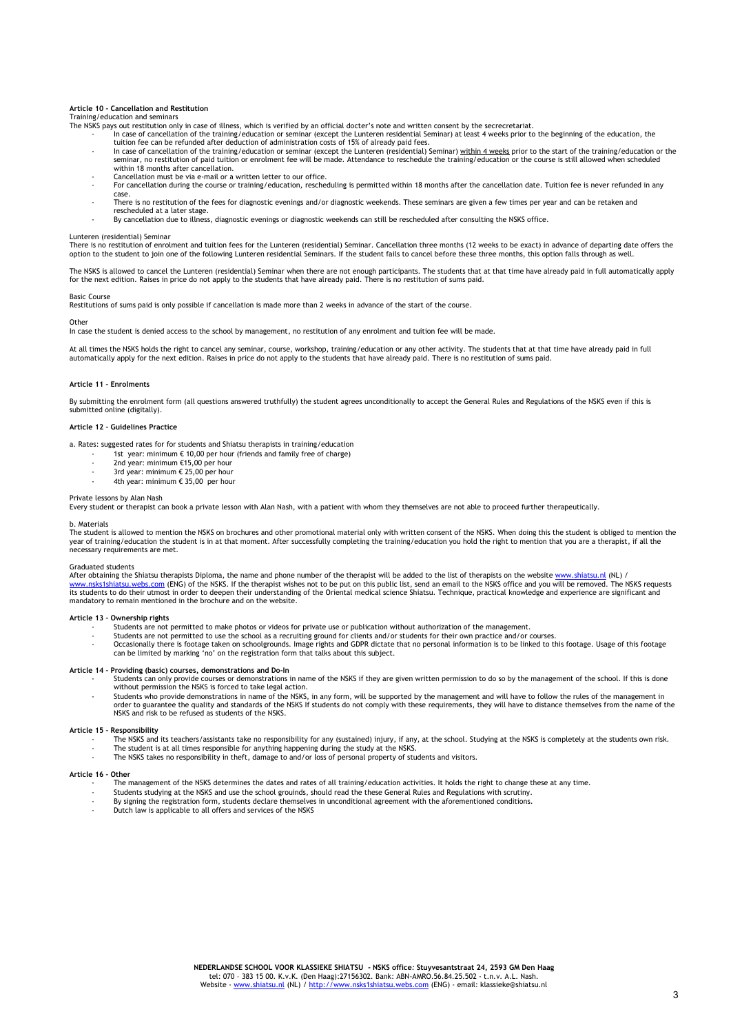**Article 10 – Cancellation and Restitution**

Training/education and seminars

The NSKS pays out restitution only in case of illness, which is verified by an official docter's note and written consent by the secrecretariat.

- In case of cancellation of the training/education or seminar (except the Lunteren residential Seminar) at least 4 weeks prior to the beginning of the education, the tuition fee can be refunded after deduction of administration costs of 15% of already paid fees.
- In case of cancellation of the training/education or seminar (except the Lunteren (residential) Seminar) within 4 weeks prior to the start of the training/education or the seminar, no restitution of paid tuition or enrolment fee will be made. Attendance to reschedule the training/education or the course is still allowed when scheduled within 18 months after cancellation.
- Cancellation must be via e-mail or a written letter to our office.
- For cancellation during the course or training/education, rescheduling is permitted within 18 months after the cancellation date. Tuition fee is never refunded in any case.
- There is no restitution of the fees for diagnostic evenings and/or diagnostic weekends. These seminars are given a few times per year and can be retaken and rescheduled at a later stage.
- By cancellation due to illness, diagnostic evenings or diagnostic weekends can still be rescheduled after consulting the NSKS office.

Lunteren (residential) Seminar

There is no restitution of enrolment and tuition fees for the Lunteren (residential) Seminar. Cancellation three months (12 weeks to be exact) in advance of departing date offers the option to the student to join one of the following Lunteren residential Seminars. If the student fails to cancel before these three months, this option falls through as well.

The NSKS is allowed to cancel the Lunteren (residential) Seminar when there are not enough participants. The students that at that time have already paid in full automatically apply for the next edition. Raises in price do not apply to the students that have already paid. There is no restitution of sums paid.

Basic Course

Restitutions of sums paid is only possible if cancellation is made more than 2 weeks in advance of the start of the course.

Other

In case the student is denied access to the school by management, no restitution of any enrolment and tuition fee will be made.

At all times the NSKS holds the right to cancel any seminar, course, workshop, training/education or any other activity. The students that at that time have already paid in full automatically apply for the next edition. Raises in price do not apply to the students that have already paid. There is no restitution of sums paid.

**Article 11 – Enrolments**

By submitting the enrolment form (all questions answered truthfully) the student agrees unconditionally to accept the General Rules and Regulations of the NSKS even if this is submitted online (digitally).

**Article 12 – Guidelines Practice**

a. Rates: suggested rates for for students and Shiatsu therapists in training/education

- 1st year: minimum € 10,00 per hour (friends and family free of charge)
- 2nd year: minimum €15,00 per hour
- 3rd year: minimum € 25,00 per hour
- 4th year: minimum € 35,00 per hour

Private lessons by Alan Nash

Every student or therapist can book a private lesson with Alan Nash, with a patient with whom they themselves are not able to proceed further therapeutically.

b. Materials

The student is allowed to mention the NSKS on brochures and other promotional material only with written consent of the NSKS. When doing this the student is obliged to mention the year of training/education the student is in at that moment. After successfully completing the training/education you hold the right to mention that you are a therapist, if all the necessary requirements are met.

Graduated students

After obtaining the Shiatsu therapists Diploma, the name and phone number of the therapist will be added to the list of therapists on the website www.shiatsu.nl (NL) / www.nsks1shiatsu.webs.com (ENG) of the NSKS. If the therapist wishes not to be put on this public list, send an email to the NSKS office and you will be removed. The NSKS requests its students to do their utmost in order to deepen their understanding of the Oriental medical science Shiatsu. Technique, practical knowledge and experience are significant and mandatory to remain mentioned in the brochure and on the website.

**Article 13 – Ownership rights**

- Students are not permitted to make photos or videos for private use or publication without authorization of the management.
- Students are not permitted to use the school as a recruiting ground for clients and/or students for their own practice and/or courses.
- Occasionally there is footage taken on schoolgrounds. Image rights and GDPR dictate that no personal information is to be linked to this footage. Usage of this footage can be limited by marking 'no' on the registration form that talks about this subject.

**Article 14 – Providing (basic) courses, demonstrations and Do-In**

- Students can only provide courses or demonstrations in name of the NSKS if they are given written permission to do so by the management of the school. If this is done without permission the NSKS is forced to take legal action.
- Students who provide demonstrations in name of the NSKS, in any form, will be supported by the management and will have to follow the rules of the management in order to guarantee the quality and standards of the NSKS If students do not comply with these requirements, they will have to distance themselves from the name of the NSKS and risk to be refused as students of the NSKS.

**Article 15 – Responsibility**

- The NSKS and its teachers/assistants take no responsibility for any (sustained) injury, if any, at the school. Studying at the NSKS is completely at the students own risk.
- The student is at all times responsible for anything happening during the study at the NSKS.
- The NSKS takes no responsibility in theft, damage to and/or loss of personal property of students and visitors.

**Article 16 – Other**

- The management of the NSKS determines the dates and rates of all training/education activities. It holds the right to change these at any time.
- Students studying at the NSKS and use the school grouinds, should read the these General Rules and Regulations with scrutiny.
- By signing the registration form, students declare themselves in unconditional agreement with the aforementioned conditions.
- Dutch law is applicable to all offers and services of the NSKS

**NEDERLANDSE SCHOOL VOOR KLASSIEKE SHIATSU - NSKS office: Stuyvesantstraat 24, 2593 GM Den Haag**
tel: 070 – 383 15 00. K.v.K. (Den Haag):27156302. Bank: ABN-AMRO.56.84.25.502 - t.n.v. A.L. Nash.
Website - www.shiatsu.nl (NL) / http://www.nsks1shiatsu.webs.com (ENG) - email: klassieke@shiatsu.nl